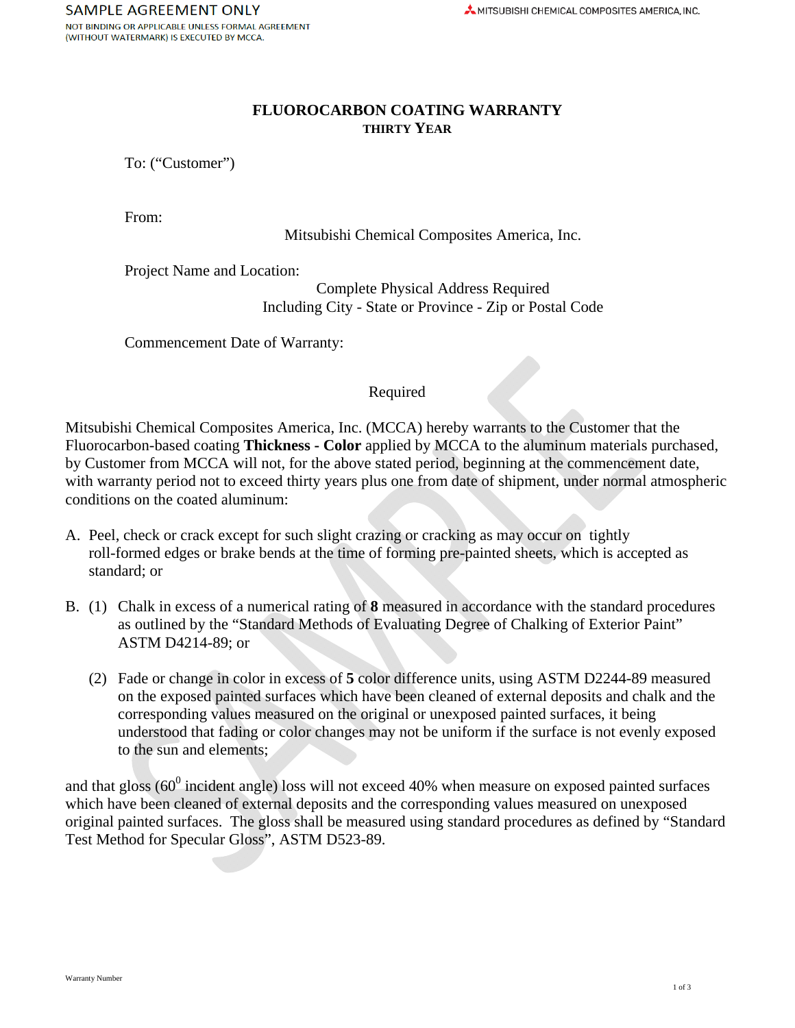SAMPLE AGREEMENT ONLY

NOT BINDING OR APPLICABLE UNLESS FORMAL AGREEMENT (WITHOUT WATERMARK) IS EXECUTED BY MCCA.

MITSUBISHI CHEMICAL COMPOSITES AMERICA, INC.

# FLUOROCARBON COATING WARRANTY

## THIRTY YEAR

To: ("Customer")

From:

Mitsubishi Chemical Composites America, Inc.

Project Name and Location:

Complete Physical Address Required
Including City - State or Province - Zip or Postal Code

Commencement Date of Warranty:

Required

Mitsubishi Chemical Composites America, Inc. (MCCA) hereby warrants to the Customer that the Fluorocarbon-based coating **Thickness - Color** applied by MCCA to the aluminum materials purchased, by Customer from MCCA will not, for the above stated period, beginning at the commencement date, with warranty period not to exceed thirty years plus one from date of shipment, under normal atmospheric conditions on the coated aluminum:

A. Peel, check or crack except for such slight crazing or cracking as may occur on tightly roll-formed edges or brake bends at the time of forming pre-painted sheets, which is accepted as standard; or

B. (1) Chalk in excess of a numerical rating of **8** measured in accordance with the standard procedures as outlined by the "Standard Methods of Evaluating Degree of Chalking of Exterior Paint" ASTM D4214-89; or

(2) Fade or change in color in excess of **5** color difference units, using ASTM D2244-89 measured on the exposed painted surfaces which have been cleaned of external deposits and chalk and the corresponding values measured on the original or unexposed painted surfaces, it being understood that fading or color changes may not be uniform if the surface is not evenly exposed to the sun and elements;

and that gloss ($60^0$ incident angle) loss will not exceed 40% when measure on exposed painted surfaces which have been cleaned of external deposits and the corresponding values measured on unexposed original painted surfaces. The gloss shall be measured using standard procedures as defined by "Standard Test Method for Specular Gloss", ASTM D523-89.

Warranty Number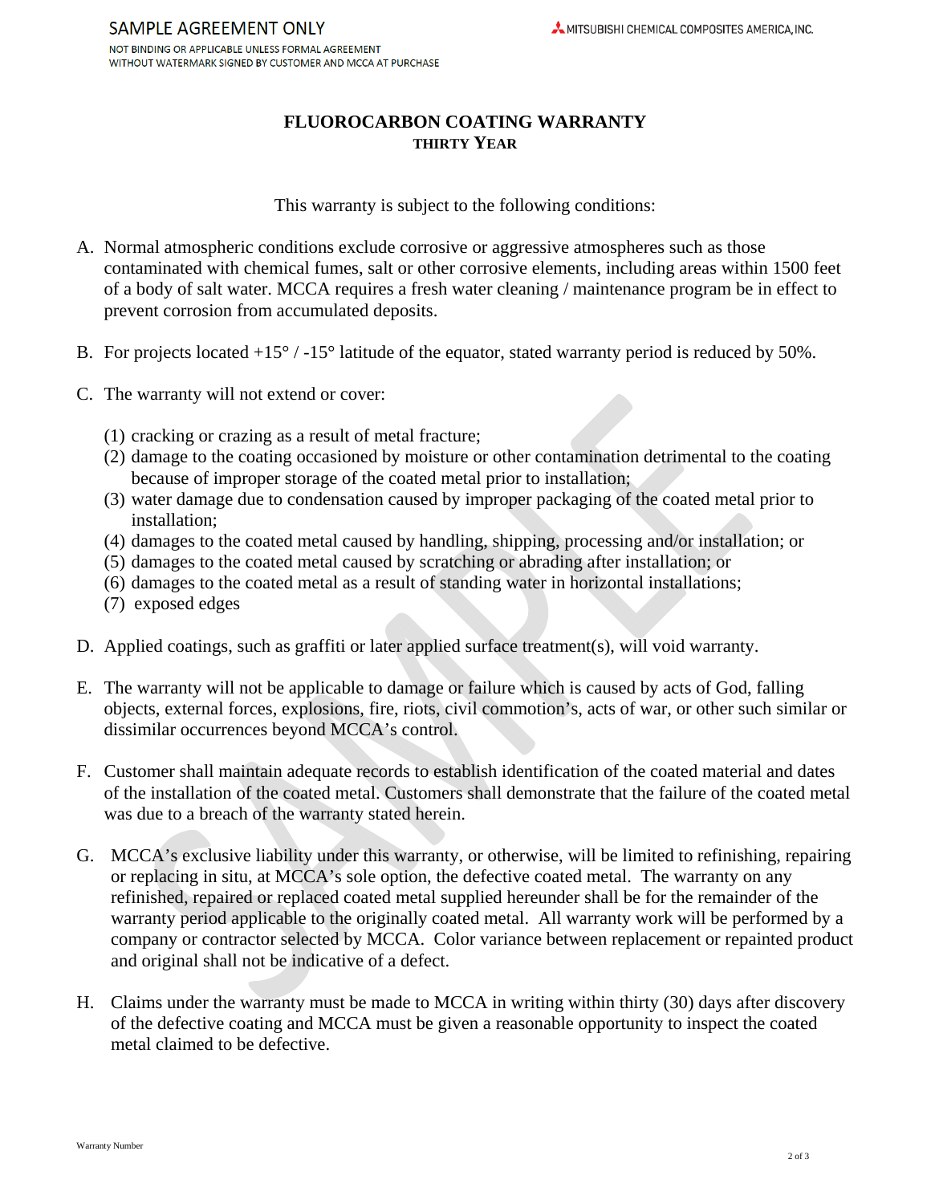SAMPLE AGREEMENT ONLY

NOT BINDING OR APPLICABLE UNLESS FORMAL AGREEMENT WITHOUT WATERMARK SIGNED BY CUSTOMER AND MCCA AT PURCHASE

# FLUOROCARBON COATING WARRANTY

## THIRTY YEAR

This warranty is subject to the following conditions:

A. Normal atmospheric conditions exclude corrosive or aggressive atmospheres such as those contaminated with chemical fumes, salt or other corrosive elements, including areas within 1500 feet of a body of salt water. MCCA requires a fresh water cleaning / maintenance program be in effect to prevent corrosion from accumulated deposits.

B. For projects located +15° / -15° latitude of the equator, stated warranty period is reduced by 50%.

C. The warranty will not extend or cover:

   (1) cracking or crazing as a result of metal fracture;
   (2) damage to the coating occasioned by moisture or other contamination detrimental to the coating because of improper storage of the coated metal prior to installation;
   (3) water damage due to condensation caused by improper packaging of the coated metal prior to installation;
   (4) damages to the coated metal caused by handling, shipping, processing and/or installation; or
   (5) damages to the coated metal caused by scratching or abrading after installation; or
   (6) damages to the coated metal as a result of standing water in horizontal installations;
   (7) exposed edges

D. Applied coatings, such as graffiti or later applied surface treatment(s), will void warranty.

E. The warranty will not be applicable to damage or failure which is caused by acts of God, falling objects, external forces, explosions, fire, riots, civil commotion's, acts of war, or other such similar or dissimilar occurrences beyond MCCA's control.

F. Customer shall maintain adequate records to establish identification of the coated material and dates of the installation of the coated metal. Customers shall demonstrate that the failure of the coated metal was due to a breach of the warranty stated herein.

G. MCCA's exclusive liability under this warranty, or otherwise, will be limited to refinishing, repairing or replacing in situ, at MCCA's sole option, the defective coated metal. The warranty on any refinished, repaired or replaced coated metal supplied hereunder shall be for the remainder of the warranty period applicable to the originally coated metal. All warranty work will be performed by a company or contractor selected by MCCA. Color variance between replacement or repainted product and original shall not be indicative of a defect.

H. Claims under the warranty must be made to MCCA in writing within thirty (30) days after discovery of the defective coating and MCCA must be given a reasonable opportunity to inspect the coated metal claimed to be defective.

Warranty Number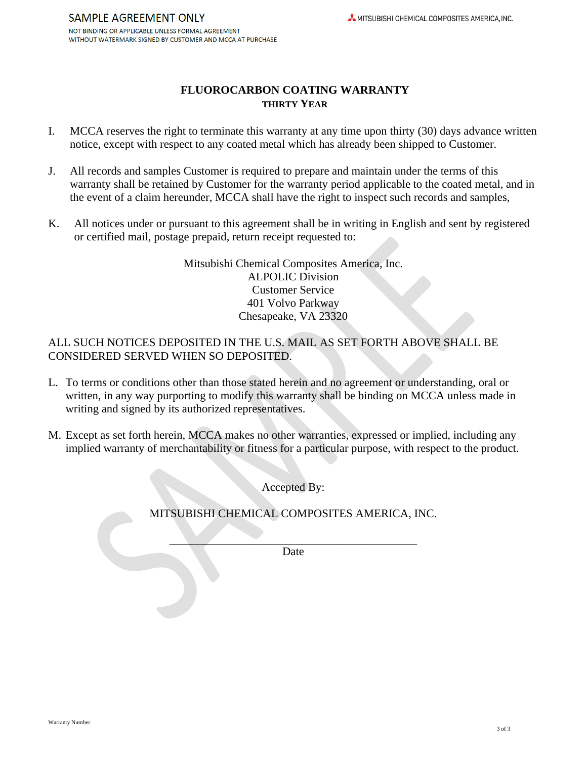SAMPLE AGREEMENT ONLY

NOT BINDING OR APPLICABLE UNLESS FORMAL AGREEMENT WITHOUT WATERMARK SIGNED BY CUSTOMER AND MCCA AT PURCHASE

# FLUOROCARBON COATING WARRANTY

## THIRTY YEAR

I. MCCA reserves the right to terminate this warranty at any time upon thirty (30) days advance written notice, except with respect to any coated metal which has already been shipped to Customer.

J. All records and samples Customer is required to prepare and maintain under the terms of this warranty shall be retained by Customer for the warranty period applicable to the coated metal, and in the event of a claim hereunder, MCCA shall have the right to inspect such records and samples,

K. All notices under or pursuant to this agreement shall be in writing in English and sent by registered or certified mail, postage prepaid, return receipt requested to:

Mitsubishi Chemical Composites America, Inc.
ALPOLIC Division
Customer Service
401 Volvo Parkway
Chesapeake, VA 23320

ALL SUCH NOTICES DEPOSITED IN THE U.S. MAIL AS SET FORTH ABOVE SHALL BE CONSIDERED SERVED WHEN SO DEPOSITED.

L. To terms or conditions other than those stated herein and no agreement or understanding, oral or written, in any way purporting to modify this warranty shall be binding on MCCA unless made in writing and signed by its authorized representatives.

M. Except as set forth herein, MCCA makes no other warranties, expressed or implied, including any implied warranty of merchantability or fitness for a particular purpose, with respect to the product.

Accepted By:

MITSUBISHI CHEMICAL COMPOSITES AMERICA, INC.

_______________________________________________
Date

Warranty Number